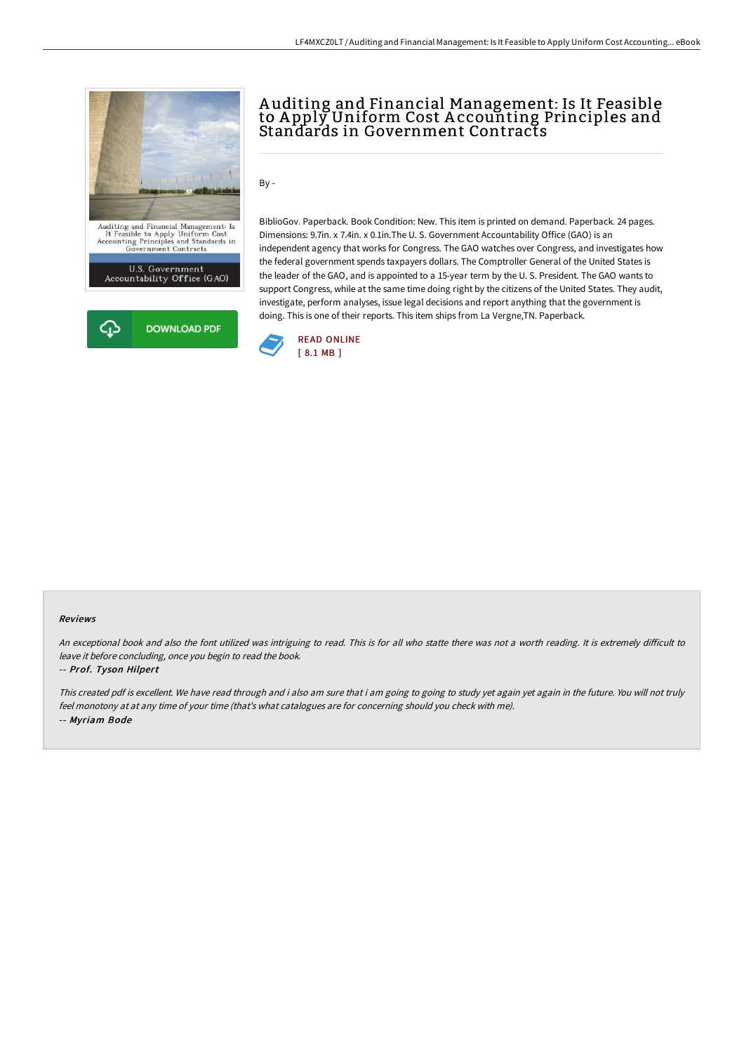# Auditing and Financial Management: Is It Feasible to Apply Uniform Cost Accounting Principles and Standards in Government Contracts

By -

BiblioGov. Paperback. Book Condition: New. This item is printed on demand. Paperback. 24 pages. Dimensions: 9.7in. x 7.4in. x 0.1in.The U. S. Government Accountability Office (GAO) is an independent agency that works for Congress. The GAO watches over Congress, and investigates how the federal government spends taxpayers dollars. The Comptroller General of the United States is the leader of the GAO, and is appointed to a 15-year term by the U. S. President. The GAO wants to support Congress, while at the same time doing right by the citizens of the United States. They audit, investigate, perform analyses, issue legal decisions and report anything that the government is doing. This is one of their reports. This item ships from La Vergne,TN. Paperback.

DOWNLOAD PDF

READ ONLINE
[ 8.1 MB ]

### Reviews

*An exceptional book and also the font utilized was intriguing to read. This is for all who statte there was not a worth reading. It is extremely difficult to leave it before concluding, once you begin to read the book.*

-- ***Prof. Tyson Hilpert***

*This created pdf is excellent. We have read through and i also am sure that i am going to going to study yet again yet again in the future. You will not truly feel monotony at at any time of your time (that's what catalogues are for concerning should you check with me).*

-- ***Myriam Bode***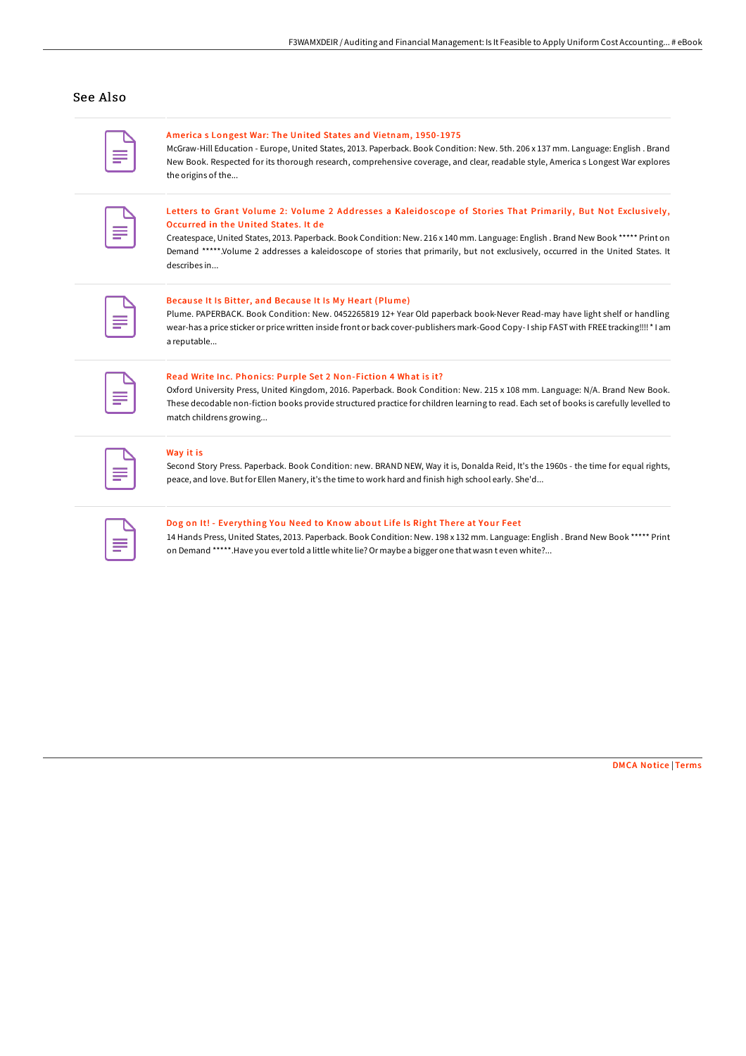## See Also

### America s Longest War: The United States and Vietnam, 1950-1975

McGraw-Hill Education - Europe, United States, 2013. Paperback. Book Condition: New. 5th. 206 x 137 mm. Language: English . Brand New Book. Respected for its thorough research, comprehensive coverage, and clear, readable style, America s Longest War explores the origins of the...

### Letters to Grant Volume 2: Volume 2 Addresses a Kaleidoscope of Stories That Primarily, But Not Exclusively, Occurred in the United States. It de

Createspace, United States, 2013. Paperback. Book Condition: New. 216 x 140 mm. Language: English . Brand New Book ***** Print on Demand *****.Volume 2 addresses a kaleidoscope of stories that primarily, but not exclusively, occurred in the United States. It describes in...

### Because It Is Bitter, and Because It Is My Heart (Plume)

Plume. PAPERBACK. Book Condition: New. 0452265819 12+ Year Old paperback book-Never Read-may have light shelf or handling wear-has a price sticker or price written inside front or back cover-publishers mark-Good Copy- I ship FAST with FREE tracking!!!! * I am a reputable...

### Read Write Inc. Phonics: Purple Set 2 Non-Fiction 4 What is it?

Oxford University Press, United Kingdom, 2016. Paperback. Book Condition: New. 215 x 108 mm. Language: N/A. Brand New Book. These decodable non-fiction books provide structured practice for children learning to read. Each set of books is carefully levelled to match childrens growing...

### Way it is

Second Story Press. Paperback. Book Condition: new. BRAND NEW, Way it is, Donalda Reid, It's the 1960s - the time for equal rights, peace, and love. But for Ellen Manery, it's the time to work hard and finish high school early. She'd...

### Dog on It! - Everything You Need to Know about Life Is Right There at Your Feet

14 Hands Press, United States, 2013. Paperback. Book Condition: New. 198 x 132 mm. Language: English . Brand New Book ***** Print on Demand *****.Have you ever told a little white lie? Or maybe a bigger one that wasn t even white?...